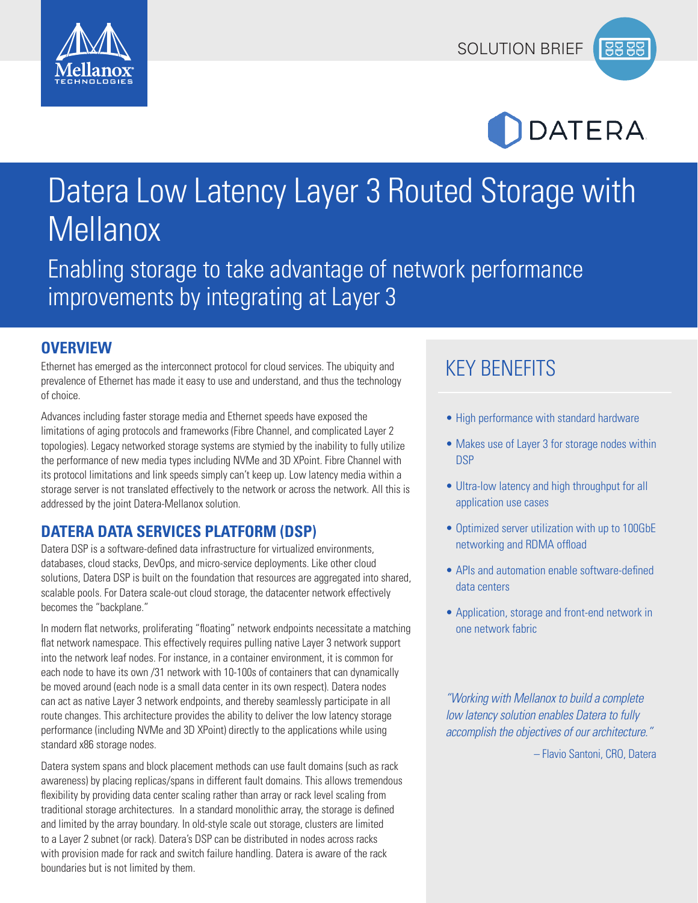SOLUTION BRIEF

# Datera Low Latency Layer 3 Routed Storage with Mellanox

## Enabling storage to take advantage of network performance improvements by integrating at Layer 3

## OVERVIEW

Ethernet has emerged as the interconnect protocol for cloud services. The ubiquity and prevalence of Ethernet has made it easy to use and understand, and thus the technology of choice.

Advances including faster storage media and Ethernet speeds have exposed the limitations of aging protocols and frameworks (Fibre Channel, and complicated Layer 2 topologies). Legacy networked storage systems are stymied by the inability to fully utilize the performance of new media types including NVMe and 3D XPoint. Fibre Channel with its protocol limitations and link speeds simply can't keep up. Low latency media within a storage server is not translated effectively to the network or across the network. All this is addressed by the joint Datera-Mellanox solution.

## DATERA DATA SERVICES PLATFORM (DSP)

Datera DSP is a software-defined data infrastructure for virtualized environments, databases, cloud stacks, DevOps, and micro-service deployments. Like other cloud solutions, Datera DSP is built on the foundation that resources are aggregated into shared, scalable pools. For Datera scale-out cloud storage, the datacenter network effectively becomes the "backplane."

In modern flat networks, proliferating "floating" network endpoints necessitate a matching flat network namespace. This effectively requires pulling native Layer 3 network support into the network leaf nodes. For instance, in a container environment, it is common for each node to have its own /31 network with 10-100s of containers that can dynamically be moved around (each node is a small data center in its own respect). Datera nodes can act as native Layer 3 network endpoints, and thereby seamlessly participate in all route changes. This architecture provides the ability to deliver the low latency storage performance (including NVMe and 3D XPoint) directly to the applications while using standard x86 storage nodes.

Datera system spans and block placement methods can use fault domains (such as rack awareness) by placing replicas/spans in different fault domains. This allows tremendous flexibility by providing data center scaling rather than array or rack level scaling from traditional storage architectures. In a standard monolithic array, the storage is defined and limited by the array boundary. In old-style scale out storage, clusters are limited to a Layer 2 subnet (or rack). Datera's DSP can be distributed in nodes across racks with provision made for rack and switch failure handling. Datera is aware of the rack boundaries but is not limited by them.

## KEY BENEFITS

- High performance with standard hardware
- Makes use of Layer 3 for storage nodes within DSP
- Ultra-low latency and high throughput for all application use cases
- Optimized server utilization with up to 100GbE networking and RDMA offload
- APIs and automation enable software-defined data centers
- Application, storage and front-end network in one network fabric

*"Working with Mellanox to build a complete low latency solution enables Datera to fully accomplish the objectives of our architecture."*

– Flavio Santoni, CRO, Datera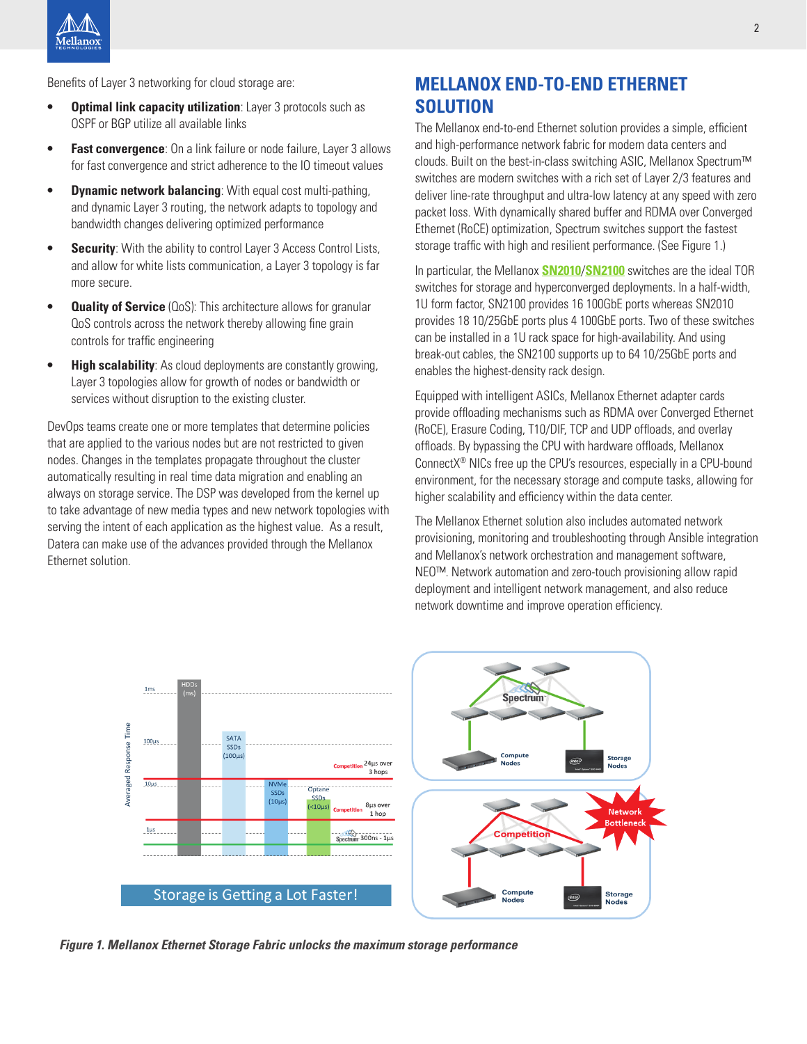Benefits of Layer 3 networking for cloud storage are:

- **Optimal link capacity utilization**: Layer 3 protocols such as OSPF or BGP utilize all available links
- **Fast convergence**: On a link failure or node failure, Layer 3 allows for fast convergence and strict adherence to the IO timeout values
- **Dynamic network balancing**: With equal cost multi-pathing, and dynamic Layer 3 routing, the network adapts to topology and bandwidth changes delivering optimized performance
- **Security**: With the ability to control Layer 3 Access Control Lists, and allow for white lists communication, a Layer 3 topology is far more secure.
- **Quality of Service** (QoS): This architecture allows for granular QoS controls across the network thereby allowing fine grain controls for traffic engineering
- **High scalability**: As cloud deployments are constantly growing, Layer 3 topologies allow for growth of nodes or bandwidth or services without disruption to the existing cluster.

DevOps teams create one or more templates that determine policies that are applied to the various nodes but are not restricted to given nodes. Changes in the templates propagate throughout the cluster automatically resulting in real time data migration and enabling an always on storage service. The DSP was developed from the kernel up to take advantage of new media types and new network topologies with serving the intent of each application as the highest value. As a result, Datera can make use of the advances provided through the Mellanox Ethernet solution.

## MELLANOX END-TO-END ETHERNET SOLUTION

The Mellanox end-to-end Ethernet solution provides a simple, efficient and high-performance network fabric for modern data centers and clouds. Built on the best-in-class switching ASIC, Mellanox Spectrum™ switches are modern switches with a rich set of Layer 2/3 features and deliver line-rate throughput and ultra-low latency at any speed with zero packet loss. With dynamically shared buffer and RDMA over Converged Ethernet (RoCE) optimization, Spectrum switches support the fastest storage traffic with high and resilient performance. (See Figure 1.)

In particular, the Mellanox **SN2010**/**SN2100** switches are the ideal TOR switches for storage and hyperconverged deployments. In a half-width, 1U form factor, SN2100 provides 16 100GbE ports whereas SN2010 provides 18 10/25GbE ports plus 4 100GbE ports. Two of these switches can be installed in a 1U rack space for high-availability. And using break-out cables, the SN2100 supports up to 64 10/25GbE ports and enables the highest-density rack design.

Equipped with intelligent ASICs, Mellanox Ethernet adapter cards provide offloading mechanisms such as RDMA over Converged Ethernet (RoCE), Erasure Coding, T10/DIF, TCP and UDP offloads, and overlay offloads. By bypassing the CPU with hardware offloads, Mellanox ConnectX® NICs free up the CPU's resources, especially in a CPU-bound environment, for the necessary storage and compute tasks, allowing for higher scalability and efficiency within the data center.

The Mellanox Ethernet solution also includes automated network provisioning, monitoring and troubleshooting through Ansible integration and Mellanox's network orchestration and management software, NEO™. Network automation and zero-touch provisioning allow rapid deployment and intelligent network management, and also reduce network downtime and improve operation efficiency.

*Figure 1. Mellanox Ethernet Storage Fabric unlocks the maximum storage performance*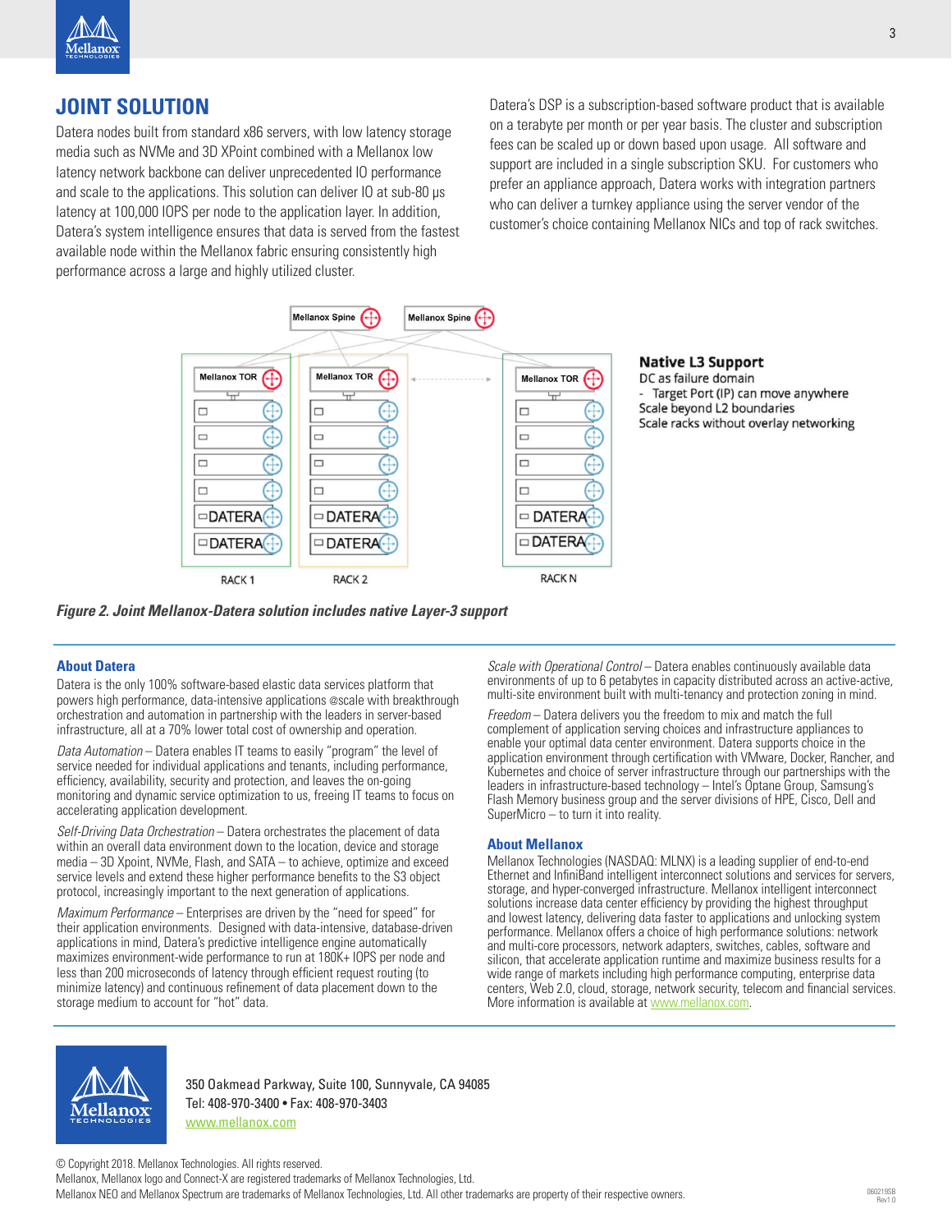## JOINT SOLUTION

Datera nodes built from standard x86 servers, with low latency storage media such as NVMe and 3D XPoint combined with a Mellanox low latency network backbone can deliver unprecedented IO performance and scale to the applications. This solution can deliver IO at sub-80 µs latency at 100,000 IOPS per node to the application layer. In addition, Datera's system intelligence ensures that data is served from the fastest available node within the Mellanox fabric ensuring consistently high performance across a large and highly utilized cluster.

Datera's DSP is a subscription-based software product that is available on a terabyte per month or per year basis. The cluster and subscription fees can be scaled up or down based upon usage. All software and support are included in a single subscription SKU. For customers who prefer an appliance approach, Datera works with integration partners who can deliver a turnkey appliance using the server vendor of the customer's choice containing Mellanox NICs and top of rack switches.

Mellanox Spine
Mellanox Spine
Mellanox TOR
Mellanox TOR
Mellanox TOR
DATERA
DATERA
RACK 1
RACK 2
RACK N

**Native L3 Support**
DC as failure domain
- Target Port (IP) can move anywhere
Scale beyond L2 boundaries
Scale racks without overlay networking

***Figure 2. Joint Mellanox-Datera solution includes native Layer-3 support***

### About Datera

Datera is the only 100% software-based elastic data services platform that powers high performance, data-intensive applications @scale with breakthrough orchestration and automation in partnership with the leaders in server-based infrastructure, all at a 70% lower total cost of ownership and operation.

*Data Automation* – Datera enables IT teams to easily "program" the level of service needed for individual applications and tenants, including performance, efficiency, availability, security and protection, and leaves the on-going monitoring and dynamic service optimization to us, freeing IT teams to focus on accelerating application development.

*Self-Driving Data Orchestration* – Datera orchestrates the placement of data within an overall data environment down to the location, device and storage media – 3D Xpoint, NVMe, Flash, and SATA – to achieve, optimize and exceed service levels and extend these higher performance benefits to the S3 object protocol, increasingly important to the next generation of applications.

*Maximum Performance* – Enterprises are driven by the "need for speed" for their application environments. Designed with data-intensive, database-driven applications in mind, Datera's predictive intelligence engine automatically maximizes environment-wide performance to run at 180K+ IOPS per node and less than 200 microseconds of latency through efficient request routing (to minimize latency) and continuous refinement of data placement down to the storage medium to account for "hot" data.

*Scale with Operational Control* – Datera enables continuously available data environments of up to 6 petabytes in capacity distributed across an active-active, multi-site environment built with multi-tenancy and protection zoning in mind.

*Freedom* – Datera delivers you the freedom to mix and match the full complement of application serving choices and infrastructure appliances to enable your optimal data center environment. Datera supports choice in the application environment through certification with VMware, Docker, Rancher, and Kubernetes and choice of server infrastructure through our partnerships with the leaders in infrastructure-based technology – Intel's Optane Group, Samsung's Flash Memory business group and the server divisions of HPE, Cisco, Dell and SuperMicro – to turn it into reality.

### About Mellanox

Mellanox Technologies (NASDAQ: MLNX) is a leading supplier of end-to-end Ethernet and InfiniBand intelligent interconnect solutions and services for servers, storage, and hyper-converged infrastructure. Mellanox intelligent interconnect solutions increase data center efficiency by providing the highest throughput and lowest latency, delivering data faster to applications and unlocking system performance. Mellanox offers a choice of high performance solutions: network and multi-core processors, network adapters, switches, cables, software and silicon, that accelerate application runtime and maximize business results for a wide range of markets including high performance computing, enterprise data centers, Web 2.0, cloud, storage, network security, telecom and financial services. More information is available at www.mellanox.com.

350 Oakmead Parkway, Suite 100, Sunnyvale, CA 94085
Tel: 408-970-3400 • Fax: 408-970-3403
www.mellanox.com

© Copyright 2018. Mellanox Technologies. All rights reserved.
Mellanox, Mellanox logo and Connect-X are registered trademarks of Mellanox Technologies, Ltd.
Mellanox NEO and Mellanox Spectrum are trademarks of Mellanox Technologies, Ltd. All other trademarks are property of their respective owners.

060219SB
Rev1.0